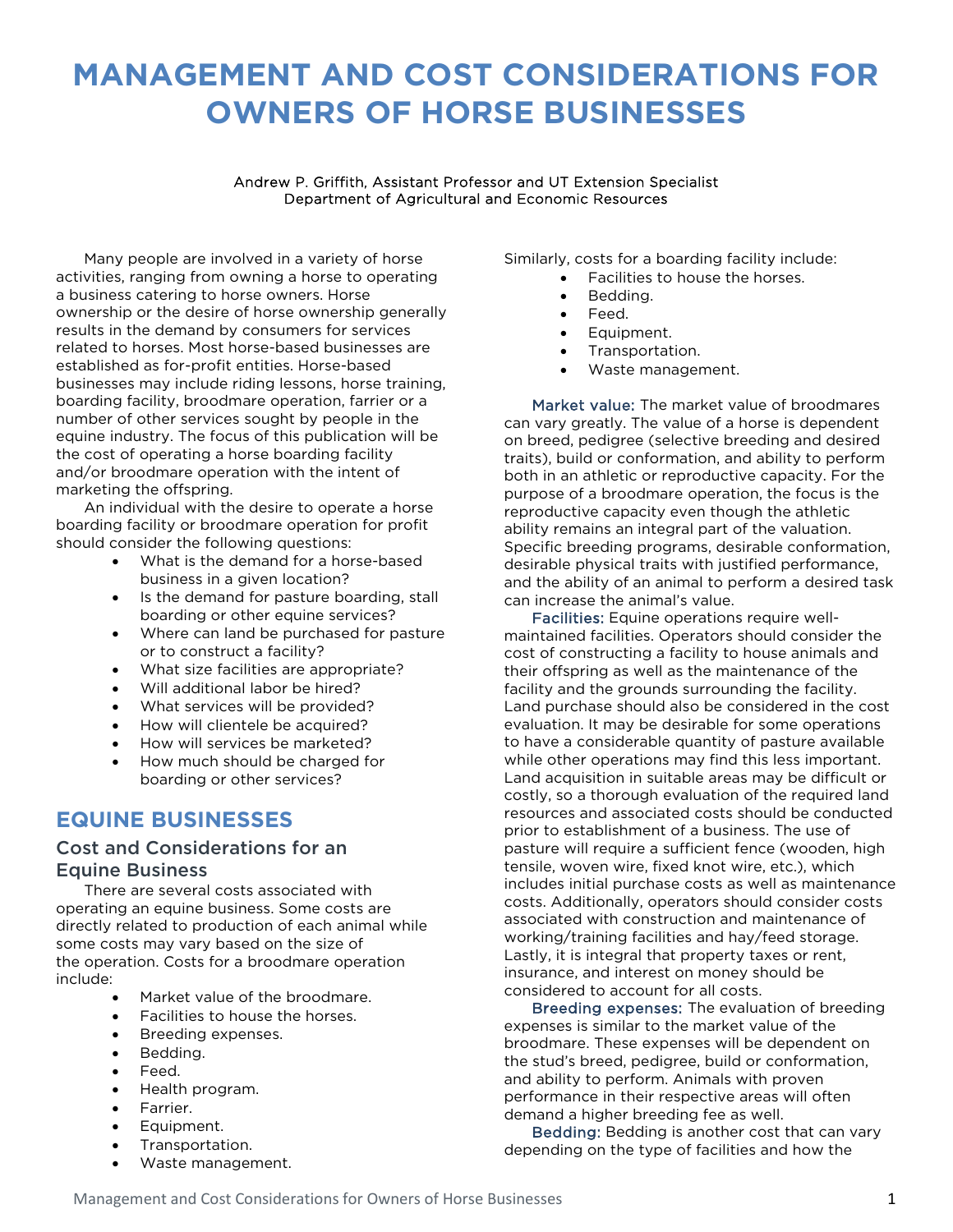# MANAGEMENT AND COST CONSIDERATIONS FOR OWNERS OF HORSE BUSINESSES

Andrew P. Griffith, Assistant Professor and UT Extension Specialist
Department of Agricultural and Economic Resources

Many people are involved in a variety of horse activities, ranging from owning a horse to operating a business catering to horse owners. Horse ownership or the desire of horse ownership generally results in the demand by consumers for services related to horses. Most horse-based businesses are established as for-profit entities. Horse-based businesses may include riding lessons, horse training, boarding facility, broodmare operation, farrier or a number of other services sought by people in the equine industry. The focus of this publication will be the cost of operating a horse boarding facility and/or broodmare operation with the intent of marketing the offspring.

An individual with the desire to operate a horse boarding facility or broodmare operation for profit should consider the following questions:

- What is the demand for a horse-based business in a given location?
- Is the demand for pasture boarding, stall boarding or other equine services?
- Where can land be purchased for pasture or to construct a facility?
- What size facilities are appropriate?
- Will additional labor be hired?
- What services will be provided?
- How will clientele be acquired?
- How will services be marketed?
- How much should be charged for boarding or other services?

## EQUINE BUSINESSES

### Cost and Considerations for an Equine Business

There are several costs associated with operating an equine business. Some costs are directly related to production of each animal while some costs may vary based on the size of the operation. Costs for a broodmare operation include:

- Market value of the broodmare.
- Facilities to house the horses.
- Breeding expenses.
- Bedding.
- Feed.
- Health program.
- Farrier.
- Equipment.
- Transportation.
- Waste management.

Similarly, costs for a boarding facility include:

- Facilities to house the horses.
- Bedding.
- Feed.
- Equipment.
- Transportation.
- Waste management.

**Market value:** The market value of broodmares can vary greatly. The value of a horse is dependent on breed, pedigree (selective breeding and desired traits), build or conformation, and ability to perform both in an athletic or reproductive capacity. For the purpose of a broodmare operation, the focus is the reproductive capacity even though the athletic ability remains an integral part of the valuation. Specific breeding programs, desirable conformation, desirable physical traits with justified performance, and the ability of an animal to perform a desired task can increase the animal's value.

**Facilities:** Equine operations require well-maintained facilities. Operators should consider the cost of constructing a facility to house animals and their offspring as well as the maintenance of the facility and the grounds surrounding the facility. Land purchase should also be considered in the cost evaluation. It may be desirable for some operations to have a considerable quantity of pasture available while other operations may find this less important. Land acquisition in suitable areas may be difficult or costly, so a thorough evaluation of the required land resources and associated costs should be conducted prior to establishment of a business. The use of pasture will require a sufficient fence (wooden, high tensile, woven wire, fixed knot wire, etc.), which includes initial purchase costs as well as maintenance costs. Additionally, operators should consider costs associated with construction and maintenance of working/training facilities and hay/feed storage. Lastly, it is integral that property taxes or rent, insurance, and interest on money should be considered to account for all costs.

**Breeding expenses:** The evaluation of breeding expenses is similar to the market value of the broodmare. These expenses will be dependent on the stud's breed, pedigree, build or conformation, and ability to perform. Animals with proven performance in their respective areas will often demand a higher breeding fee as well.

**Bedding:** Bedding is another cost that can vary depending on the type of facilities and how the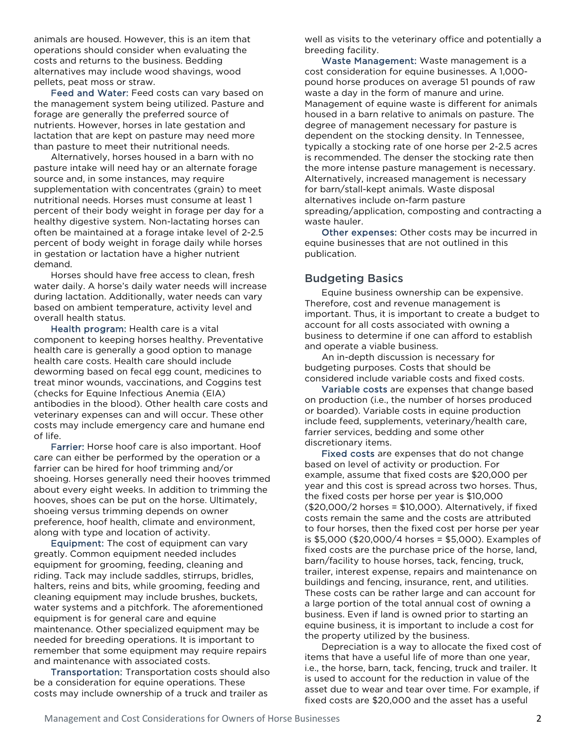animals are housed. However, this is an item that operations should consider when evaluating the costs and returns to the business. Bedding alternatives may include wood shavings, wood pellets, peat moss or straw.

Feed and Water: Feed costs can vary based on the management system being utilized. Pasture and forage are generally the preferred source of nutrients. However, horses in late gestation and lactation that are kept on pasture may need more than pasture to meet their nutritional needs.

Alternatively, horses housed in a barn with no pasture intake will need hay or an alternate forage source and, in some instances, may require supplementation with concentrates (grain) to meet nutritional needs. Horses must consume at least 1 percent of their body weight in forage per day for a healthy digestive system. Non-lactating horses can often be maintained at a forage intake level of 2-2.5 percent of body weight in forage daily while horses in gestation or lactation have a higher nutrient demand.

Horses should have free access to clean, fresh water daily. A horse's daily water needs will increase during lactation. Additionally, water needs can vary based on ambient temperature, activity level and overall health status.

Health program: Health care is a vital component to keeping horses healthy. Preventative health care is generally a good option to manage health care costs. Health care should include deworming based on fecal egg count, medicines to treat minor wounds, vaccinations, and Coggins test (checks for Equine Infectious Anemia (EIA) antibodies in the blood). Other health care costs and veterinary expenses can and will occur. These other costs may include emergency care and humane end of life.

Farrier: Horse hoof care is also important. Hoof care can either be performed by the operation or a farrier can be hired for hoof trimming and/or shoeing. Horses generally need their hooves trimmed about every eight weeks. In addition to trimming the hooves, shoes can be put on the horse. Ultimately, shoeing versus trimming depends on owner preference, hoof health, climate and environment, along with type and location of activity.

Equipment: The cost of equipment can vary greatly. Common equipment needed includes equipment for grooming, feeding, cleaning and riding. Tack may include saddles, stirrups, bridles, halters, reins and bits, while grooming, feeding and cleaning equipment may include brushes, buckets, water systems and a pitchfork. The aforementioned equipment is for general care and equine maintenance. Other specialized equipment may be needed for breeding operations. It is important to remember that some equipment may require repairs and maintenance with associated costs.

Transportation: Transportation costs should also be a consideration for equine operations. These costs may include ownership of a truck and trailer as well as visits to the veterinary office and potentially a breeding facility.

Waste Management: Waste management is a cost consideration for equine businesses. A 1,000-pound horse produces on average 51 pounds of raw waste a day in the form of manure and urine. Management of equine waste is different for animals housed in a barn relative to animals on pasture. The degree of management necessary for pasture is dependent on the stocking density. In Tennessee, typically a stocking rate of one horse per 2-2.5 acres is recommended. The denser the stocking rate then the more intense pasture management is necessary. Alternatively, increased management is necessary for barn/stall-kept animals. Waste disposal alternatives include on-farm pasture spreading/application, composting and contracting a waste hauler.

Other expenses: Other costs may be incurred in equine businesses that are not outlined in this publication.

## Budgeting Basics

Equine business ownership can be expensive. Therefore, cost and revenue management is important. Thus, it is important to create a budget to account for all costs associated with owning a business to determine if one can afford to establish and operate a viable business.

An in-depth discussion is necessary for budgeting purposes. Costs that should be considered include variable costs and fixed costs.

Variable costs are expenses that change based on production (i.e., the number of horses produced or boarded). Variable costs in equine production include feed, supplements, veterinary/health care, farrier services, bedding and some other discretionary items.

Fixed costs are expenses that do not change based on level of activity or production. For example, assume that fixed costs are $20,000 per year and this cost is spread across two horses. Thus, the fixed costs per horse per year is $10,000 ($20,000/2 horses = $10,000). Alternatively, if fixed costs remain the same and the costs are attributed to four horses, then the fixed cost per horse per year is $5,000 ($20,000/4 horses = $5,000). Examples of fixed costs are the purchase price of the horse, land, barn/facility to house horses, tack, fencing, truck, trailer, interest expense, repairs and maintenance on buildings and fencing, insurance, rent, and utilities. These costs can be rather large and can account for a large portion of the total annual cost of owning a business. Even if land is owned prior to starting an equine business, it is important to include a cost for the property utilized by the business.

Depreciation is a way to allocate the fixed cost of items that have a useful life of more than one year, i.e., the horse, barn, tack, fencing, truck and trailer. It is used to account for the reduction in value of the asset due to wear and tear over time. For example, if fixed costs are $20,000 and the asset has a useful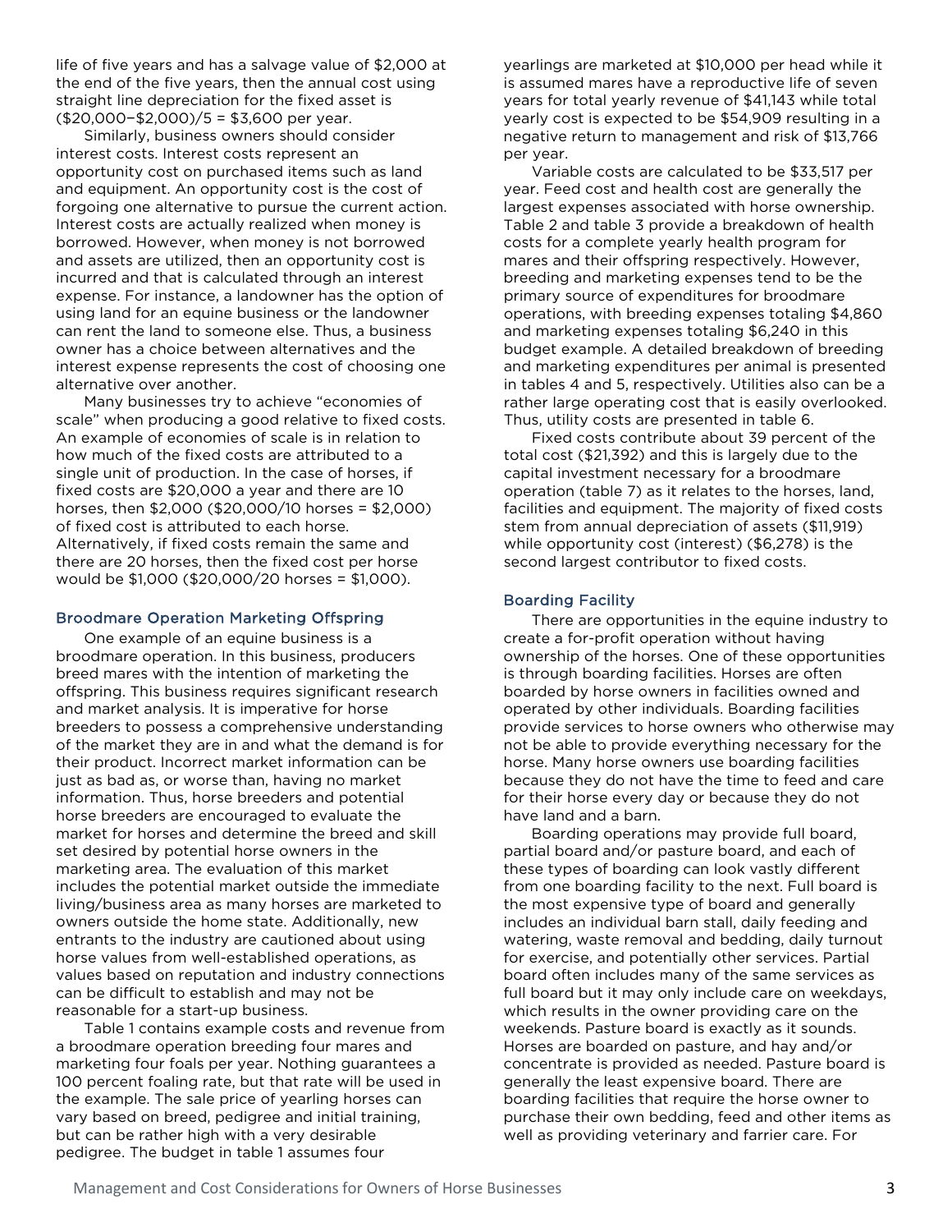life of five years and has a salvage value of $2,000 at the end of the five years, then the annual cost using straight line depreciation for the fixed asset is ($20,000−$2,000)/5 = $3,600 per year.

Similarly, business owners should consider interest costs. Interest costs represent an opportunity cost on purchased items such as land and equipment. An opportunity cost is the cost of forgoing one alternative to pursue the current action. Interest costs are actually realized when money is borrowed. However, when money is not borrowed and assets are utilized, then an opportunity cost is incurred and that is calculated through an interest expense. For instance, a landowner has the option of using land for an equine business or the landowner can rent the land to someone else. Thus, a business owner has a choice between alternatives and the interest expense represents the cost of choosing one alternative over another.

Many businesses try to achieve "economies of scale" when producing a good relative to fixed costs. An example of economies of scale is in relation to how much of the fixed costs are attributed to a single unit of production. In the case of horses, if fixed costs are $20,000 a year and there are 10 horses, then $2,000 ($20,000/10 horses = $2,000) of fixed cost is attributed to each horse. Alternatively, if fixed costs remain the same and there are 20 horses, then the fixed cost per horse would be $1,000 ($20,000/20 horses = $1,000).

### Broodmare Operation Marketing Offspring

One example of an equine business is a broodmare operation. In this business, producers breed mares with the intention of marketing the offspring. This business requires significant research and market analysis. It is imperative for horse breeders to possess a comprehensive understanding of the market they are in and what the demand is for their product. Incorrect market information can be just as bad as, or worse than, having no market information. Thus, horse breeders and potential horse breeders are encouraged to evaluate the market for horses and determine the breed and skill set desired by potential horse owners in the marketing area. The evaluation of this market includes the potential market outside the immediate living/business area as many horses are marketed to owners outside the home state. Additionally, new entrants to the industry are cautioned about using horse values from well-established operations, as values based on reputation and industry connections can be difficult to establish and may not be reasonable for a start-up business.

Table 1 contains example costs and revenue from a broodmare operation breeding four mares and marketing four foals per year. Nothing guarantees a 100 percent foaling rate, but that rate will be used in the example. The sale price of yearling horses can vary based on breed, pedigree and initial training, but can be rather high with a very desirable pedigree. The budget in table 1 assumes four yearlings are marketed at $10,000 per head while it is assumed mares have a reproductive life of seven years for total yearly revenue of $41,143 while total yearly cost is expected to be $54,909 resulting in a negative return to management and risk of $13,766 per year.

Variable costs are calculated to be $33,517 per year. Feed cost and health cost are generally the largest expenses associated with horse ownership. Table 2 and table 3 provide a breakdown of health costs for a complete yearly health program for mares and their offspring respectively. However, breeding and marketing expenses tend to be the primary source of expenditures for broodmare operations, with breeding expenses totaling $4,860 and marketing expenses totaling $6,240 in this budget example. A detailed breakdown of breeding and marketing expenditures per animal is presented in tables 4 and 5, respectively. Utilities also can be a rather large operating cost that is easily overlooked. Thus, utility costs are presented in table 6.

Fixed costs contribute about 39 percent of the total cost ($21,392) and this is largely due to the capital investment necessary for a broodmare operation (table 7) as it relates to the horses, land, facilities and equipment. The majority of fixed costs stem from annual depreciation of assets ($11,919) while opportunity cost (interest) ($6,278) is the second largest contributor to fixed costs.

### Boarding Facility

There are opportunities in the equine industry to create a for-profit operation without having ownership of the horses. One of these opportunities is through boarding facilities. Horses are often boarded by horse owners in facilities owned and operated by other individuals. Boarding facilities provide services to horse owners who otherwise may not be able to provide everything necessary for the horse. Many horse owners use boarding facilities because they do not have the time to feed and care for their horse every day or because they do not have land and a barn.

Boarding operations may provide full board, partial board and/or pasture board, and each of these types of boarding can look vastly different from one boarding facility to the next. Full board is the most expensive type of board and generally includes an individual barn stall, daily feeding and watering, waste removal and bedding, daily turnout for exercise, and potentially other services. Partial board often includes many of the same services as full board but it may only include care on weekdays, which results in the owner providing care on the weekends. Pasture board is exactly as it sounds. Horses are boarded on pasture, and hay and/or concentrate is provided as needed. Pasture board is generally the least expensive board. There are boarding facilities that require the horse owner to purchase their own bedding, feed and other items as well as providing veterinary and farrier care. For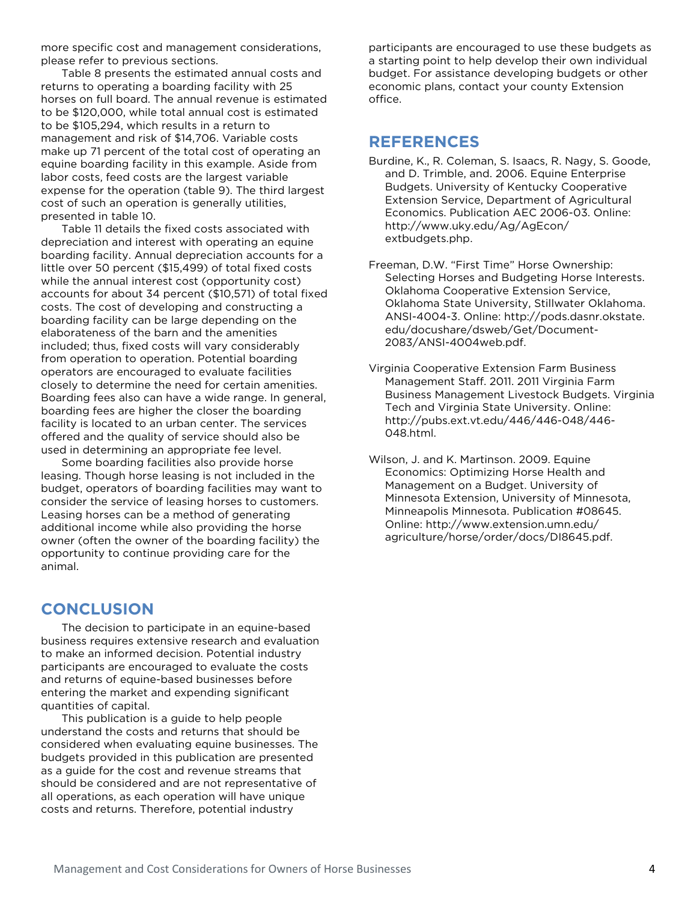more specific cost and management considerations, please refer to previous sections.

Table 8 presents the estimated annual costs and returns to operating a boarding facility with 25 horses on full board. The annual revenue is estimated to be $120,000, while total annual cost is estimated to be $105,294, which results in a return to management and risk of $14,706. Variable costs make up 71 percent of the total cost of operating an equine boarding facility in this example. Aside from labor costs, feed costs are the largest variable expense for the operation (table 9). The third largest cost of such an operation is generally utilities, presented in table 10.

Table 11 details the fixed costs associated with depreciation and interest with operating an equine boarding facility. Annual depreciation accounts for a little over 50 percent ($15,499) of total fixed costs while the annual interest cost (opportunity cost) accounts for about 34 percent ($10,571) of total fixed costs. The cost of developing and constructing a boarding facility can be large depending on the elaborateness of the barn and the amenities included; thus, fixed costs will vary considerably from operation to operation. Potential boarding operators are encouraged to evaluate facilities closely to determine the need for certain amenities. Boarding fees also can have a wide range. In general, boarding fees are higher the closer the boarding facility is located to an urban center. The services offered and the quality of service should also be used in determining an appropriate fee level.

Some boarding facilities also provide horse leasing. Though horse leasing is not included in the budget, operators of boarding facilities may want to consider the service of leasing horses to customers. Leasing horses can be a method of generating additional income while also providing the horse owner (often the owner of the boarding facility) the opportunity to continue providing care for the animal.

## CONCLUSION

The decision to participate in an equine-based business requires extensive research and evaluation to make an informed decision. Potential industry participants are encouraged to evaluate the costs and returns of equine-based businesses before entering the market and expending significant quantities of capital.

This publication is a guide to help people understand the costs and returns that should be considered when evaluating equine businesses. The budgets provided in this publication are presented as a guide for the cost and revenue streams that should be considered and are not representative of all operations, as each operation will have unique costs and returns. Therefore, potential industry participants are encouraged to use these budgets as a starting point to help develop their own individual budget. For assistance developing budgets or other economic plans, contact your county Extension office.

## REFERENCES

Burdine, K., R. Coleman, S. Isaacs, R. Nagy, S. Goode, and D. Trimble, and. 2006. Equine Enterprise Budgets. University of Kentucky Cooperative Extension Service, Department of Agricultural Economics. Publication AEC 2006-03. Online: http://www.uky.edu/Ag/AgEcon/extbudgets.php.

Freeman, D.W. "First Time" Horse Ownership: Selecting Horses and Budgeting Horse Interests. Oklahoma Cooperative Extension Service, Oklahoma State University, Stillwater Oklahoma. ANSI-4004-3. Online: http://pods.dasnr.okstate.edu/docushare/dsweb/Get/Document-2083/ANSI-4004web.pdf.

Virginia Cooperative Extension Farm Business Management Staff. 2011. 2011 Virginia Farm Business Management Livestock Budgets. Virginia Tech and Virginia State University. Online: http://pubs.ext.vt.edu/446/446-048/446-048.html.

Wilson, J. and K. Martinson. 2009. Equine Economics: Optimizing Horse Health and Management on a Budget. University of Minnesota Extension, University of Minnesota, Minneapolis Minnesota. Publication #08645. Online: http://www.extension.umn.edu/agriculture/horse/order/docs/DI8645.pdf.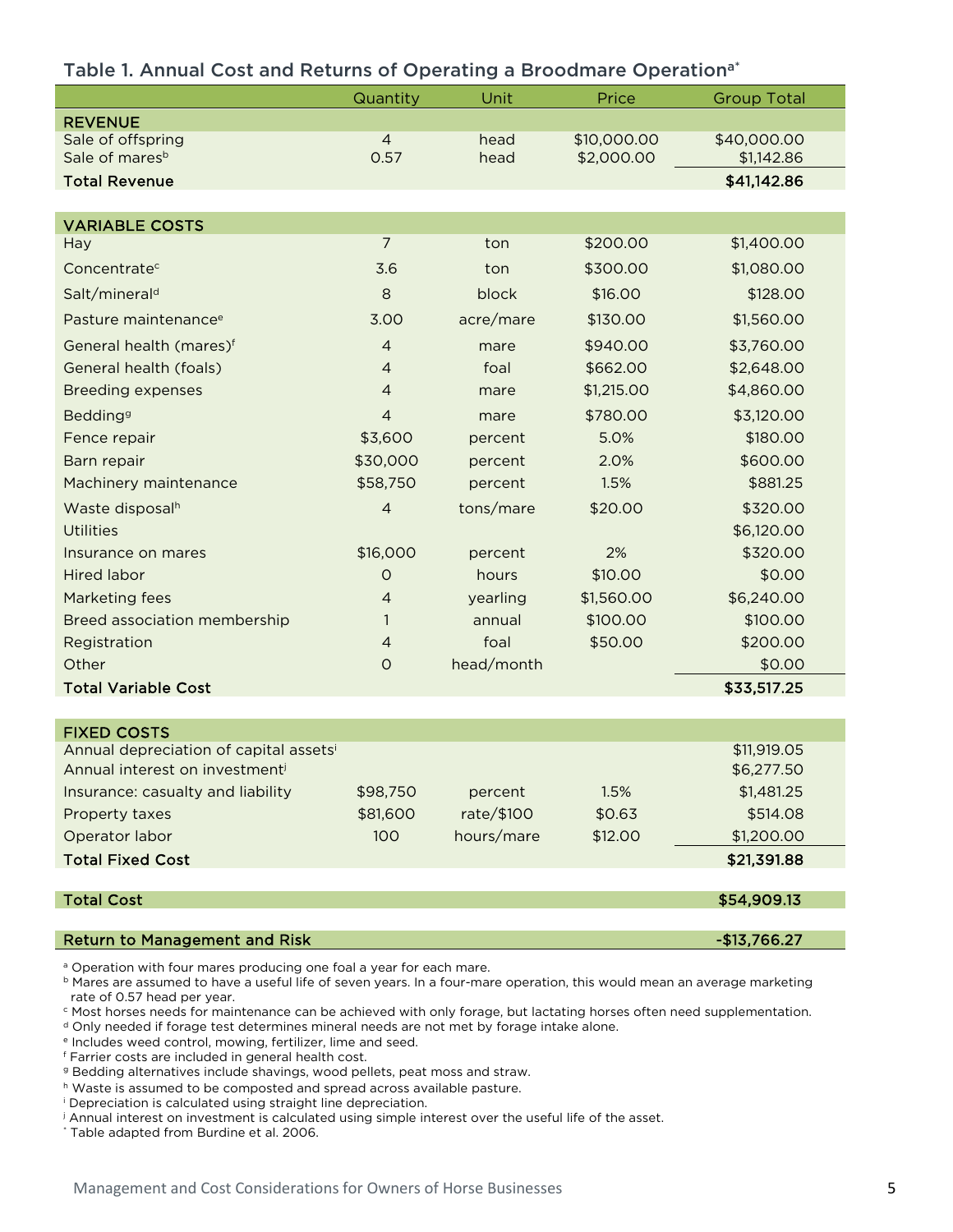## Table 1. Annual Cost and Returns of Operating a Broodmare Operation[a*]

| | Quantity | Unit | Price | Group Total |
|---|---|---|---|---|
| **REVENUE** | | | | |
| Sale of offspring | 4 | head | $10,000.00 | $40,000.00 |
| Sale of mares[b] | 0.57 | head | $2,000.00 | $1,142.86 |
| **Total Revenue** | | | | **$41,142.86** |
| | | | | |
| **VARIABLE COSTS** | | | | |
| Hay | 7 | ton | $200.00 | $1,400.00 |
| Concentrate[c] | 3.6 | ton | $300.00 | $1,080.00 |
| Salt/mineral[d] | 8 | block | $16.00 | $128.00 |
| Pasture maintenance[e] | 3.00 | acre/mare | $130.00 | $1,560.00 |
| General health (mares)[f] | 4 | mare | $940.00 | $3,760.00 |
| General health (foals) | 4 | foal | $662.00 | $2,648.00 |
| Breeding expenses | 4 | mare | $1,215.00 | $4,860.00 |
| Bedding[g] | 4 | mare | $780.00 | $3,120.00 |
| Fence repair | $3,600 | percent | 5.0% | $180.00 |
| Barn repair | $30,000 | percent | 2.0% | $600.00 |
| Machinery maintenance | $58,750 | percent | 1.5% | $881.25 |
| Waste disposal[h] | 4 | tons/mare | $20.00 | $320.00 |
| Utilities | | | | $6,120.00 |
| Insurance on mares | $16,000 | percent | 2% | $320.00 |
| Hired labor | 0 | hours | $10.00 | $0.00 |
| Marketing fees | 4 | yearling | $1,560.00 | $6,240.00 |
| Breed association membership | 1 | annual | $100.00 | $100.00 |
| Registration | 4 | foal | $50.00 | $200.00 |
| Other | 0 | head/month | | $0.00 |
| **Total Variable Cost** | | | | **$33,517.25** |
| | | | | |
| **FIXED COSTS** | | | | |
| Annual depreciation of capital assets[i] | | | | $11,919.05 |
| Annual interest on investment[j] | | | | $6,277.50 |
| Insurance: casualty and liability | $98,750 | percent | 1.5% | $1,481.25 |
| Property taxes | $81,600 | rate/$100 | $0.63 | $514.08 |
| Operator labor | 100 | hours/mare | $12.00 | $1,200.00 |
| **Total Fixed Cost** | | | | **$21,391.88** |
| | | | | |
| **Total Cost** | | | | **$54,909.13** |
| | | | | |
| **Return to Management and Risk** | | | | **-$13,766.27** |

[a] Operation with four mares producing one foal a year for each mare.
[b] Mares are assumed to have a useful life of seven years. In a four-mare operation, this would mean an average marketing rate of 0.57 head per year.
[c] Most horses needs for maintenance can be achieved with only forage, but lactating horses often need supplementation.
[d] Only needed if forage test determines mineral needs are not met by forage intake alone.
[e] Includes weed control, mowing, fertilizer, lime and seed.
[f] Farrier costs are included in general health cost.
[g] Bedding alternatives include shavings, wood pellets, peat moss and straw.
[h] Waste is assumed to be composted and spread across available pasture.
[i] Depreciation is calculated using straight line depreciation.
[j] Annual interest on investment is calculated using simple interest over the useful life of the asset.
[*] Table adapted from Burdine et al. 2006.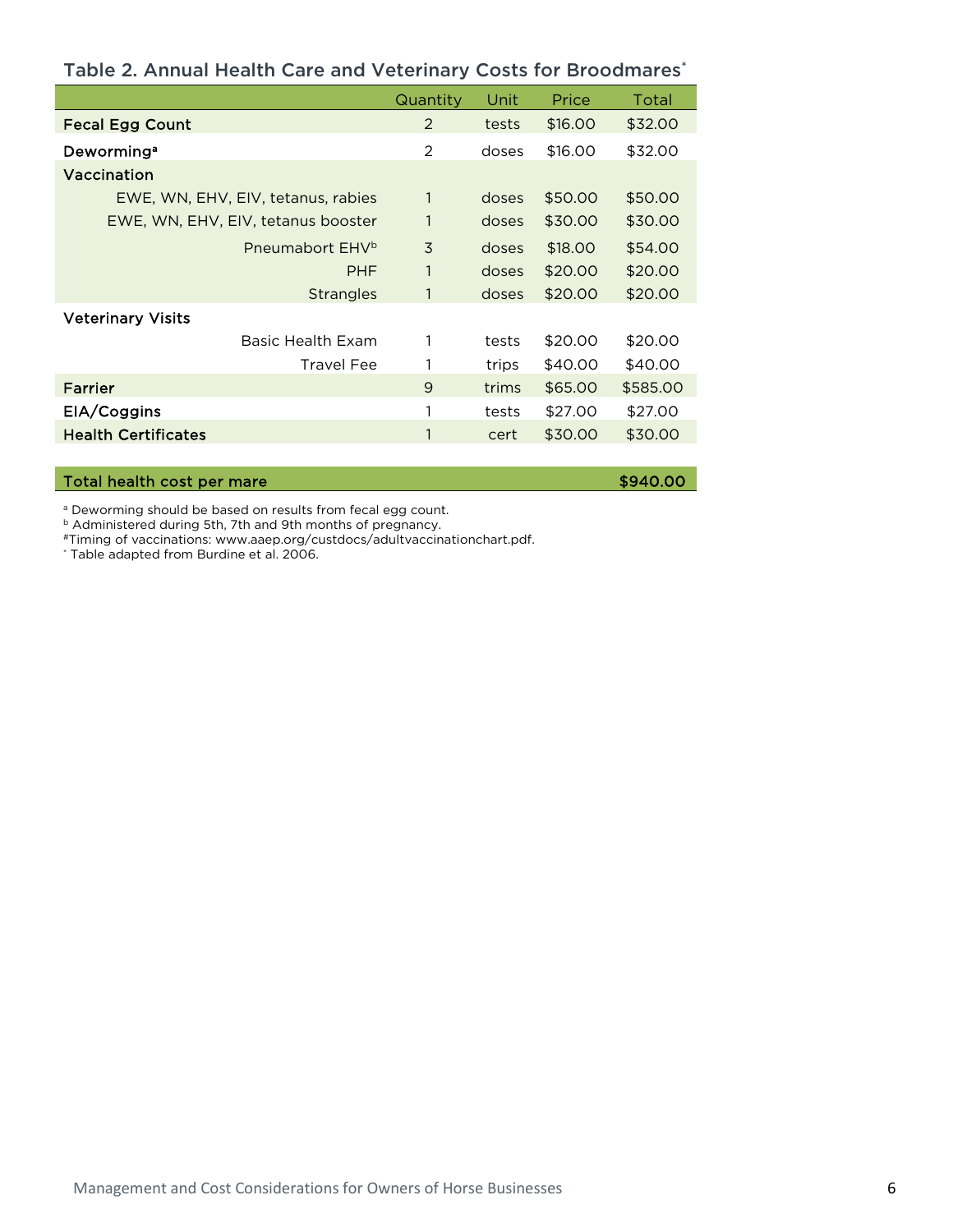## Table 2. Annual Health Care and Veterinary Costs for Broodmares*

| | Quantity | Unit | Price | Total |
|---|---|---|---|---|
| **Fecal Egg Count** | 2 | tests | $16.00 | $32.00 |
| **Deworming**[a] | 2 | doses | $16.00 | $32.00 |
| **Vaccination** | | | | |
| EWE, WN, EHV, EIV, tetanus, rabies | 1 | doses | $50.00 | $50.00 |
| EWE, WN, EHV, EIV, tetanus booster | 1 | doses | $30.00 | $30.00 |
| Pneumabort EHV[b] | 3 | doses | $18.00 | $54.00 |
| PHF | 1 | doses | $20.00 | $20.00 |
| Strangles | 1 | doses | $20.00 | $20.00 |
| **Veterinary Visits** | | | | |
| Basic Health Exam | 1 | tests | $20.00 | $20.00 |
| Travel Fee | 1 | trips | $40.00 | $40.00 |
| **Farrier** | 9 | trims | $65.00 | $585.00 |
| **EIA/Coggins** | 1 | tests | $27.00 | $27.00 |
| **Health Certificates** | 1 | cert | $30.00 | $30.00 |
| **Total health cost per mare** | | | | **$940.00** |

[a] Deworming should be based on results from fecal egg count.
[b] Administered during 5th, 7th and 9th months of pregnancy.
#Timing of vaccinations: www.aaep.org/custdocs/adultvaccinationchart.pdf.
* Table adapted from Burdine et al. 2006.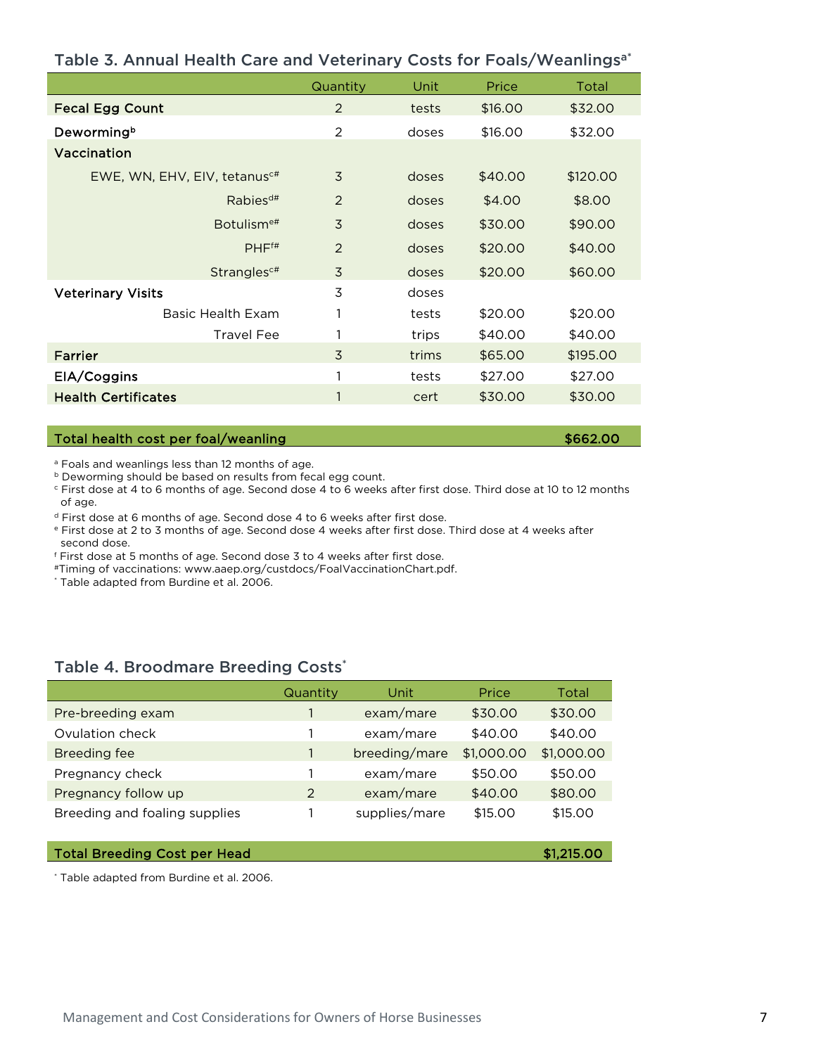### Table 3. Annual Health Care and Veterinary Costs for Foals/Weanlings[a*]

| | Quantity | Unit | Price | Total |
|---|---|---|---|---|
| **Fecal Egg Count** | 2 | tests | $16.00 | $32.00 |
| **Deworming[b]** | 2 | doses | $16.00 | $32.00 |
| **Vaccination** | | | | |
| EWE, WN, EHV, EIV, tetanus[c#] | 3 | doses | $40.00 | $120.00 |
| Rabies[d#] | 2 | doses | $4.00 | $8.00 |
| Botulism[e#] | 3 | doses | $30.00 | $90.00 |
| PHF[f#] | 2 | doses | $20.00 | $40.00 |
| Strangles[c#] | 3 | doses | $20.00 | $60.00 |
| **Veterinary Visits** | 3 | doses | | |
| Basic Health Exam | 1 | tests | $20.00 | $20.00 |
| Travel Fee | 1 | trips | $40.00 | $40.00 |
| **Farrier** | 3 | trims | $65.00 | $195.00 |
| **EIA/Coggins** | 1 | tests | $27.00 | $27.00 |
| **Health Certificates** | 1 | cert | $30.00 | $30.00 |
| **Total health cost per foal/weanling** | | | | **$662.00** |

[a] Foals and weanlings less than 12 months of age.
[b] Deworming should be based on results from fecal egg count.
[c] First dose at 4 to 6 months of age. Second dose 4 to 6 weeks after first dose. Third dose at 10 to 12 months of age.
[d] First dose at 6 months of age. Second dose 4 to 6 weeks after first dose.
[e] First dose at 2 to 3 months of age. Second dose 4 weeks after first dose. Third dose at 4 weeks after second dose.
[f] First dose at 5 months of age. Second dose 3 to 4 weeks after first dose.
[#] Timing of vaccinations: www.aaep.org/custdocs/FoalVaccinationChart.pdf.
[*] Table adapted from Burdine et al. 2006.

### Table 4. Broodmare Breeding Costs[*]

| | Quantity | Unit | Price | Total |
|---|---|---|---|---|
| Pre-breeding exam | 1 | exam/mare | $30.00 | $30.00 |
| Ovulation check | 1 | exam/mare | $40.00 | $40.00 |
| Breeding fee | 1 | breeding/mare | $1,000.00 | $1,000.00 |
| Pregnancy check | 1 | exam/mare | $50.00 | $50.00 |
| Pregnancy follow up | 2 | exam/mare | $40.00 | $80.00 |
| Breeding and foaling supplies | 1 | supplies/mare | $15.00 | $15.00 |
| **Total Breeding Cost per Head** | | | | **$1,215.00** |

[*] Table adapted from Burdine et al. 2006.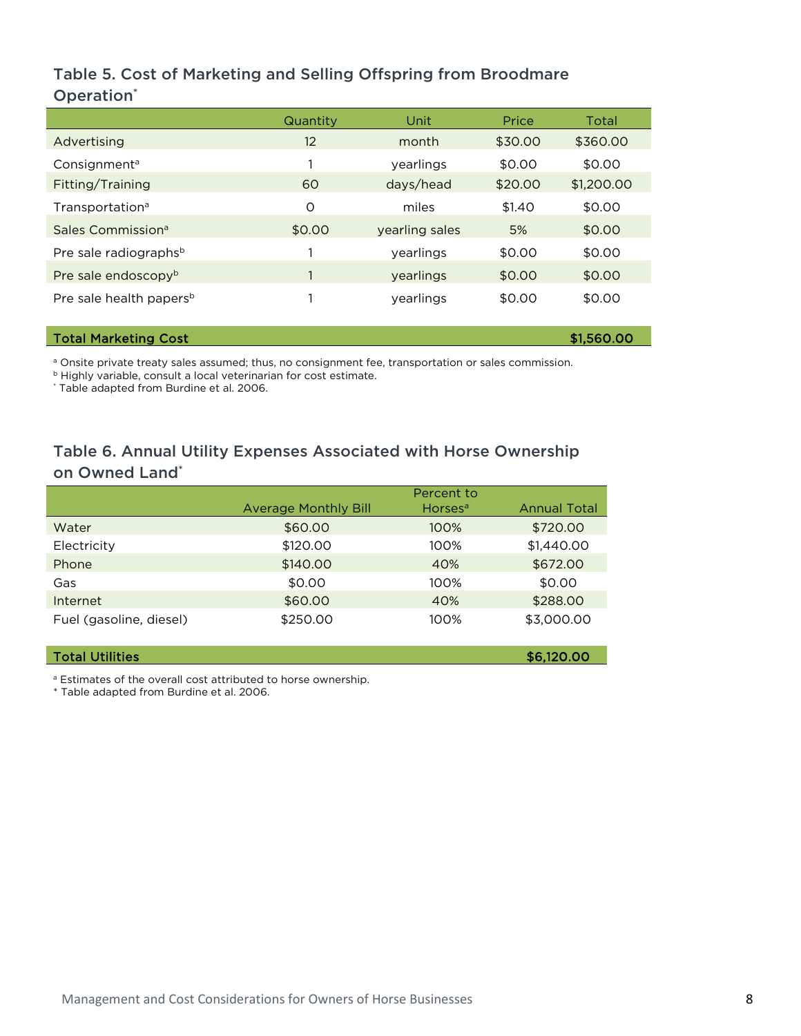## Table 5. Cost of Marketing and Selling Offspring from Broodmare Operation*

| | Quantity | Unit | Price | Total |
|---|---|---|---|---|
| Advertising | 12 | month | $30.00 | $360.00 |
| Consignment[a] | 1 | yearlings | $0.00 | $0.00 |
| Fitting/Training | 60 | days/head | $20.00 | $1,200.00 |
| Transportation[a] | 0 | miles | $1.40 | $0.00 |
| Sales Commission[a] | $0.00 | yearling sales | 5% | $0.00 |
| Pre sale radiographs[b] | 1 | yearlings | $0.00 | $0.00 |
| Pre sale endoscopy[b] | 1 | yearlings | $0.00 | $0.00 |
| Pre sale health papers[b] | 1 | yearlings | $0.00 | $0.00 |
| **Total Marketing Cost** | | | | **$1,560.00** |

[a] Onsite private treaty sales assumed; thus, no consignment fee, transportation or sales commission.
[b] Highly variable, consult a local veterinarian for cost estimate.
* Table adapted from Burdine et al. 2006.

## Table 6. Annual Utility Expenses Associated with Horse Ownership on Owned Land*

| | Average Monthly Bill | Percent to Horses[a] | Annual Total |
|---|---|---|---|
| Water | $60.00 | 100% | $720.00 |
| Electricity | $120.00 | 100% | $1,440.00 |
| Phone | $140.00 | 40% | $672.00 |
| Gas | $0.00 | 100% | $0.00 |
| Internet | $60.00 | 40% | $288.00 |
| Fuel (gasoline, diesel) | $250.00 | 100% | $3,000.00 |
| **Total Utilities** | | | **$6,120.00** |

[a] Estimates of the overall cost attributed to horse ownership.
* Table adapted from Burdine et al. 2006.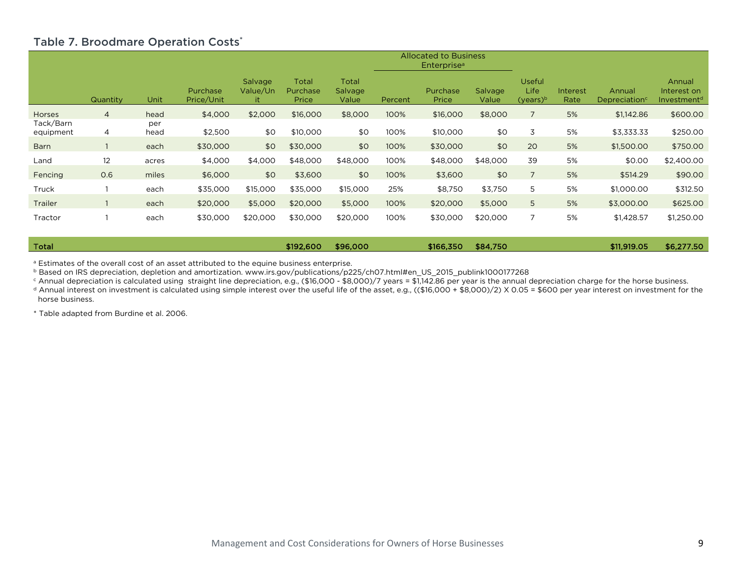## Table 7. Broodmare Operation Costs*

| | Quantity | Unit | Purchase Price/Unit | Salvage Value/Unit | Total Purchase Price | Total Salvage Value | Allocated to Business Enterprise[a] | | | Useful Life (years)[b] | Interest Rate | Annual Depreciation[c] | Annual Interest on Investment[d] |
|---|---|---|---|---|---|---|---|---|---|---|---|---|---|
| | | | | | | | Percent | Purchase Price | Salvage Value | | | | |
| Horses | 4 | head | $4,000 | $2,000 | $16,000 | $8,000 | 100% | $16,000 | $8,000 | 7 | 5% | $1,142.86 | $600.00 |
| Tack/Barn equipment | 4 | per head | $2,500 | $0 | $10,000 | $0 | 100% | $10,000 | $0 | 3 | 5% | $3,333.33 | $250.00 |
| Barn | 1 | each | $30,000 | $0 | $30,000 | $0 | 100% | $30,000 | $0 | 20 | 5% | $1,500.00 | $750.00 |
| Land | 12 | acres | $4,000 | $4,000 | $48,000 | $48,000 | 100% | $48,000 | $48,000 | 39 | 5% | $0.00 | $2,400.00 |
| Fencing | 0.6 | miles | $6,000 | $0 | $3,600 | $0 | 100% | $3,600 | $0 | 7 | 5% | $514.29 | $90.00 |
| Truck | 1 | each | $35,000 | $15,000 | $35,000 | $15,000 | 25% | $8,750 | $3,750 | 5 | 5% | $1,000.00 | $312.50 |
| Trailer | 1 | each | $20,000 | $5,000 | $20,000 | $5,000 | 100% | $20,000 | $5,000 | 5 | 5% | $3,000.00 | $625.00 |
| Tractor | 1 | each | $30,000 | $20,000 | $30,000 | $20,000 | 100% | $30,000 | $20,000 | 7 | 5% | $1,428.57 | $1,250.00 |
| **Total** | | | | | **$192,600** | **$96,000** | | **$166,350** | **$84,750** | | | **$11,919.05** | **$6,277.50** |

[a] Estimates of the overall cost of an asset attributed to the equine business enterprise.

[b] Based on IRS depreciation, depletion and amortization. www.irs.gov/publications/p225/ch07.html#en_US_2015_publink1000177268

[c] Annual depreciation is calculated using straight line depreciation, e.g., ($16,000 - $8,000)/7 years = $1,142.86 per year is the annual depreciation charge for the horse business.

[d] Annual interest on investment is calculated using simple interest over the useful life of the asset, e.g., (($16,000 + $8,000)/2) X 0.05 = $600 per year interest on investment for the horse business.

* Table adapted from Burdine et al. 2006.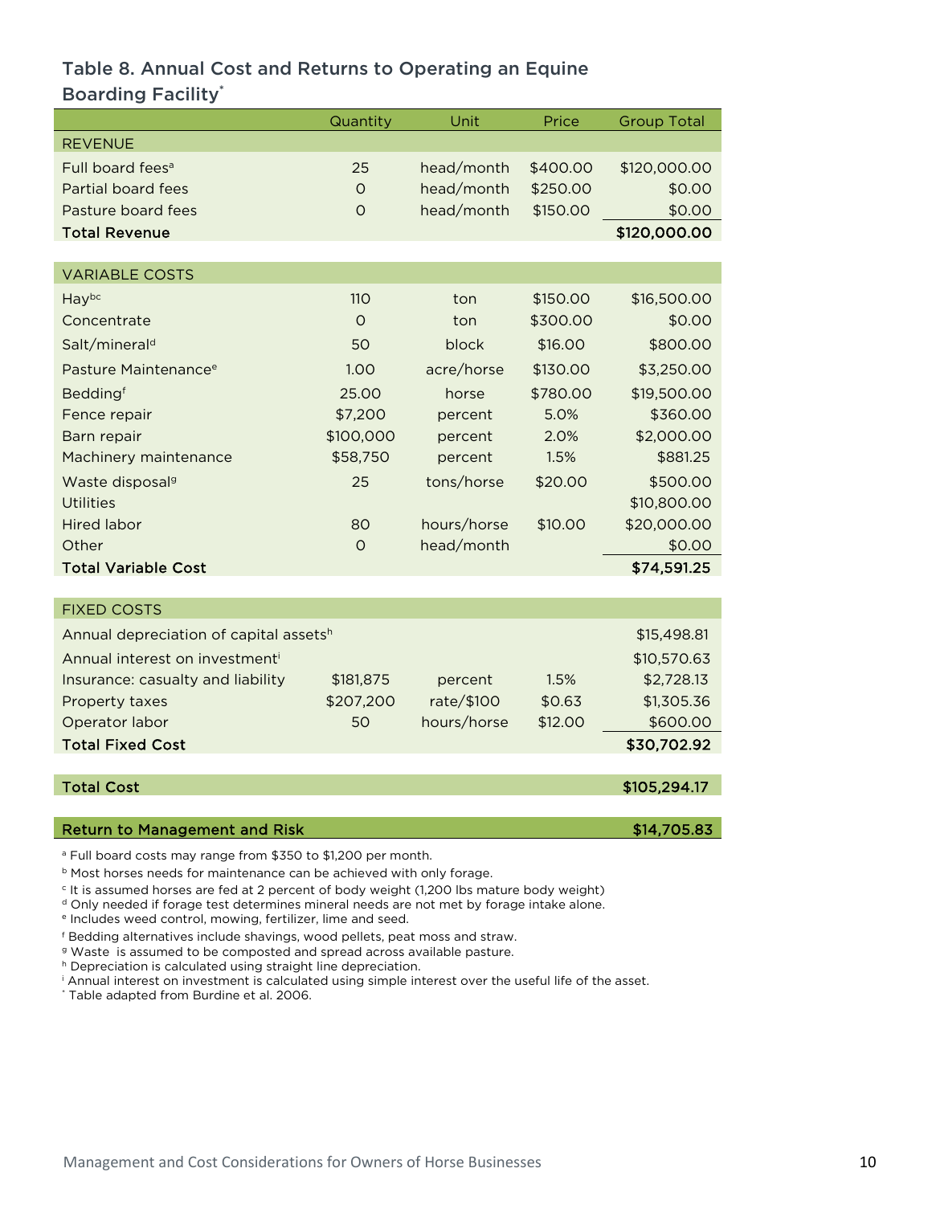### Table 8. Annual Cost and Returns to Operating an Equine Boarding Facility[*]

| | Quantity | Unit | Price | Group Total |
|---|---|---|---|---|
| REVENUE | | | | |
| Full board fees[a] | 25 | head/month | $400.00 | $120,000.00 |
| Partial board fees | 0 | head/month | $250.00 | $0.00 |
| Pasture board fees | 0 | head/month | $150.00 | $0.00 |
| **Total Revenue** | | | | **$120,000.00** |
| VARIABLE COSTS | | | | |
| Hay[bc] | 110 | ton | $150.00 | $16,500.00 |
| Concentrate | 0 | ton | $300.00 | $0.00 |
| Salt/mineral[d] | 50 | block | $16.00 | $800.00 |
| Pasture Maintenance[e] | 1.00 | acre/horse | $130.00 | $3,250.00 |
| Bedding[f] | 25.00 | horse | $780.00 | $19,500.00 |
| Fence repair | $7,200 | percent | 5.0% | $360.00 |
| Barn repair | $100,000 | percent | 2.0% | $2,000.00 |
| Machinery maintenance | $58,750 | percent | 1.5% | $881.25 |
| Waste disposal[g] | 25 | tons/horse | $20.00 | $500.00 |
| Utilities | | | | $10,800.00 |
| Hired labor | 80 | hours/horse | $10.00 | $20,000.00 |
| Other | 0 | head/month | | $0.00 |
| **Total Variable Cost** | | | | **$74,591.25** |
| FIXED COSTS | | | | |
| Annual depreciation of capital assets[h] | | | | $15,498.81 |
| Annual interest on investment[i] | | | | $10,570.63 |
| Insurance: casualty and liability | $181,875 | percent | 1.5% | $2,728.13 |
| Property taxes | $207,200 | rate/$100 | $0.63 | $1,305.36 |
| Operator labor | 50 | hours/horse | $12.00 | $600.00 |
| **Total Fixed Cost** | | | | **$30,702.92** |
| **Total Cost** | | | | **$105,294.17** |
| **Return to Management and Risk** | | | | **$14,705.83** |

[a] Full board costs may range from $350 to $1,200 per month.
[b] Most horses needs for maintenance can be achieved with only forage.
[c] It is assumed horses are fed at 2 percent of body weight (1,200 lbs mature body weight)
[d] Only needed if forage test determines mineral needs are not met by forage intake alone.
[e] Includes weed control, mowing, fertilizer, lime and seed.
[f] Bedding alternatives include shavings, wood pellets, peat moss and straw.
[g] Waste is assumed to be composted and spread across available pasture.
[h] Depreciation is calculated using straight line depreciation.
[i] Annual interest on investment is calculated using simple interest over the useful life of the asset.
[*] Table adapted from Burdine et al. 2006.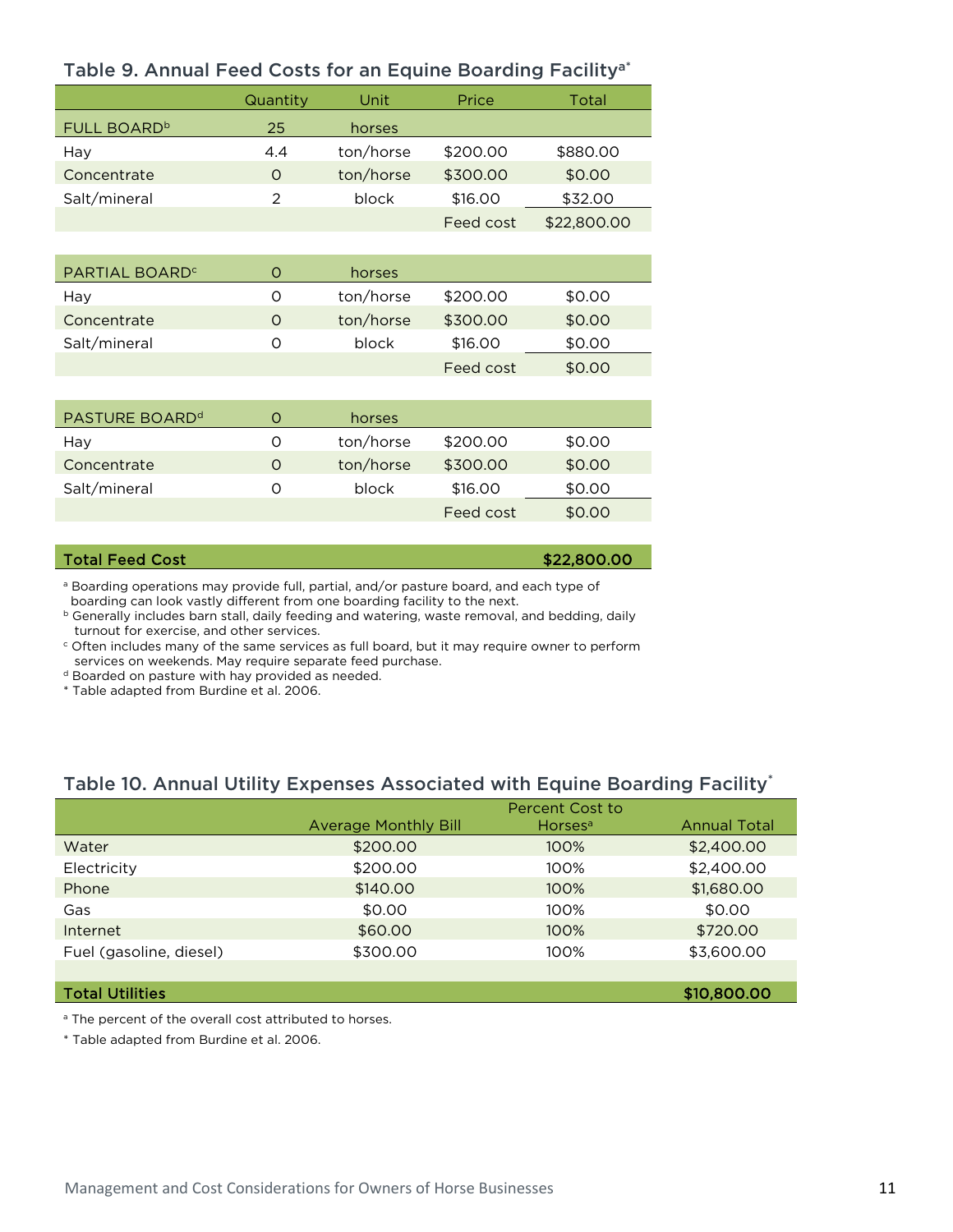### Table 9. Annual Feed Costs for an Equine Boarding Facility[a*]

| | Quantity | Unit | Price | Total |
|---|---|---|---|---|
| FULL BOARD[b] | 25 | horses | | |
| Hay | 4.4 | ton/horse | $200.00 | $880.00 |
| Concentrate | 0 | ton/horse | $300.00 | $0.00 |
| Salt/mineral | 2 | block | $16.00 | $32.00 |
| | | | Feed cost | $22,800.00 |
| PARTIAL BOARD[c] | 0 | horses | | |
| Hay | 0 | ton/horse | $200.00 | $0.00 |
| Concentrate | 0 | ton/horse | $300.00 | $0.00 |
| Salt/mineral | 0 | block | $16.00 | $0.00 |
| | | | Feed cost | $0.00 |
| PASTURE BOARD[d] | 0 | horses | | |
| Hay | 0 | ton/horse | $200.00 | $0.00 |
| Concentrate | 0 | ton/horse | $300.00 | $0.00 |
| Salt/mineral | 0 | block | $16.00 | $0.00 |
| | | | Feed cost | $0.00 |
| **Total Feed Cost** | | | | **$22,800.00** |

[a] Boarding operations may provide full, partial, and/or pasture board, and each type of boarding can look vastly different from one boarding facility to the next.
[b] Generally includes barn stall, daily feeding and watering, waste removal, and bedding, daily turnout for exercise, and other services.
[c] Often includes many of the same services as full board, but it may require owner to perform services on weekends. May require separate feed purchase.
[d] Boarded on pasture with hay provided as needed.
* Table adapted from Burdine et al. 2006.

### Table 10. Annual Utility Expenses Associated with Equine Boarding Facility*

| | Average Monthly Bill | Percent Cost to Horses[a] | Annual Total |
|---|---|---|---|
| Water | $200.00 | 100% | $2,400.00 |
| Electricity | $200.00 | 100% | $2,400.00 |
| Phone | $140.00 | 100% | $1,680.00 |
| Gas | $0.00 | 100% | $0.00 |
| Internet | $60.00 | 100% | $720.00 |
| Fuel (gasoline, diesel) | $300.00 | 100% | $3,600.00 |
| **Total Utilities** | | | **$10,800.00** |

[a] The percent of the overall cost attributed to horses.

* Table adapted from Burdine et al. 2006.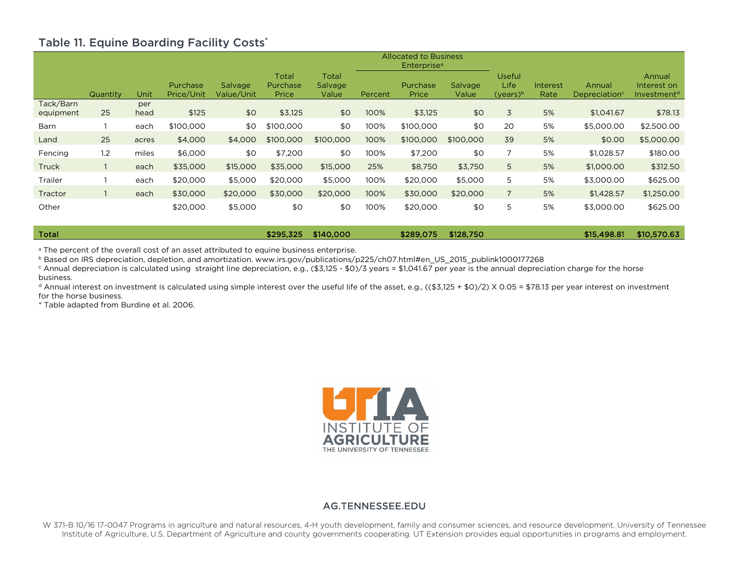## Table 11. Equine Boarding Facility Costs*

| | | | | | | | Allocated to Business Enterprise[a] | | | | | | |
|---|---|---|---|---|---|---|---|---|---|---|---|---|---|
| | Quantity | Unit | Purchase Price/Unit | Salvage Value/Unit | Total Purchase Price | Total Salvage Value | Percent | Purchase Price | Salvage Value | Useful Life (years)[b] | Interest Rate | Annual Depreciation[c] | Annual Interest on Investment[d] |
| Tack/Barn equipment | 25 | per head | $125 | $0 | $3,125 | $0 | 100% | $3,125 | $0 | 3 | 5% | $1,041.67 | $78.13 |
| Barn | 1 | each | $100,000 | $0 | $100,000 | $0 | 100% | $100,000 | $0 | 20 | 5% | $5,000.00 | $2,500.00 |
| Land | 25 | acres | $4,000 | $4,000 | $100,000 | $100,000 | 100% | $100,000 | $100,000 | 39 | 5% | $0.00 | $5,000.00 |
| Fencing | 1.2 | miles | $6,000 | $0 | $7,200 | $0 | 100% | $7,200 | $0 | 7 | 5% | $1,028.57 | $180.00 |
| Truck | 1 | each | $35,000 | $15,000 | $35,000 | $15,000 | 25% | $8,750 | $3,750 | 5 | 5% | $1,000.00 | $312.50 |
| Trailer | 1 | each | $20,000 | $5,000 | $20,000 | $5,000 | 100% | $20,000 | $5,000 | 5 | 5% | $3,000.00 | $625.00 |
| Tractor | 1 | each | $30,000 | $20,000 | $30,000 | $20,000 | 100% | $30,000 | $20,000 | 7 | 5% | $1,428.57 | $1,250.00 |
| Other | | | $20,000 | $5,000 | $0 | $0 | 100% | $20,000 | $0 | 5 | 5% | $3,000.00 | $625.00 |
| **Total** | | | | | **$295,325** | **$140,000** | | **$289,075** | **$128,750** | | | **$15,498.81** | **$10,570.63** |

[a] The percent of the overall cost of an asset attributed to equine business enterprise.

[b] Based on IRS depreciation, depletion, and amortization. www.irs.gov/publications/p225/ch07.html#en_US_2015_publink1000177268

[c] Annual depreciation is calculated using straight line depreciation, e.g., ($3,125 - $0)/3 years = $1,041.67 per year is the annual depreciation charge for the horse business.

[d] Annual interest on investment is calculated using simple interest over the useful life of the asset, e.g., (($3,125 + $0)/2) X 0.05 = $78.13 per year interest on investment for the horse business.

* Table adapted from Burdine et al. 2006.

UTIA INSTITUTE OF AGRICULTURE THE UNIVERSITY OF TENNESSEE

AG.TENNESSEE.EDU

W 371-B 10/16 17-0047 Programs in agriculture and natural resources, 4-H youth development, family and consumer sciences, and resource development. University of Tennessee Institute of Agriculture, U.S. Department of Agriculture and county governments cooperating. UT Extension provides equal opportunities in programs and employment.